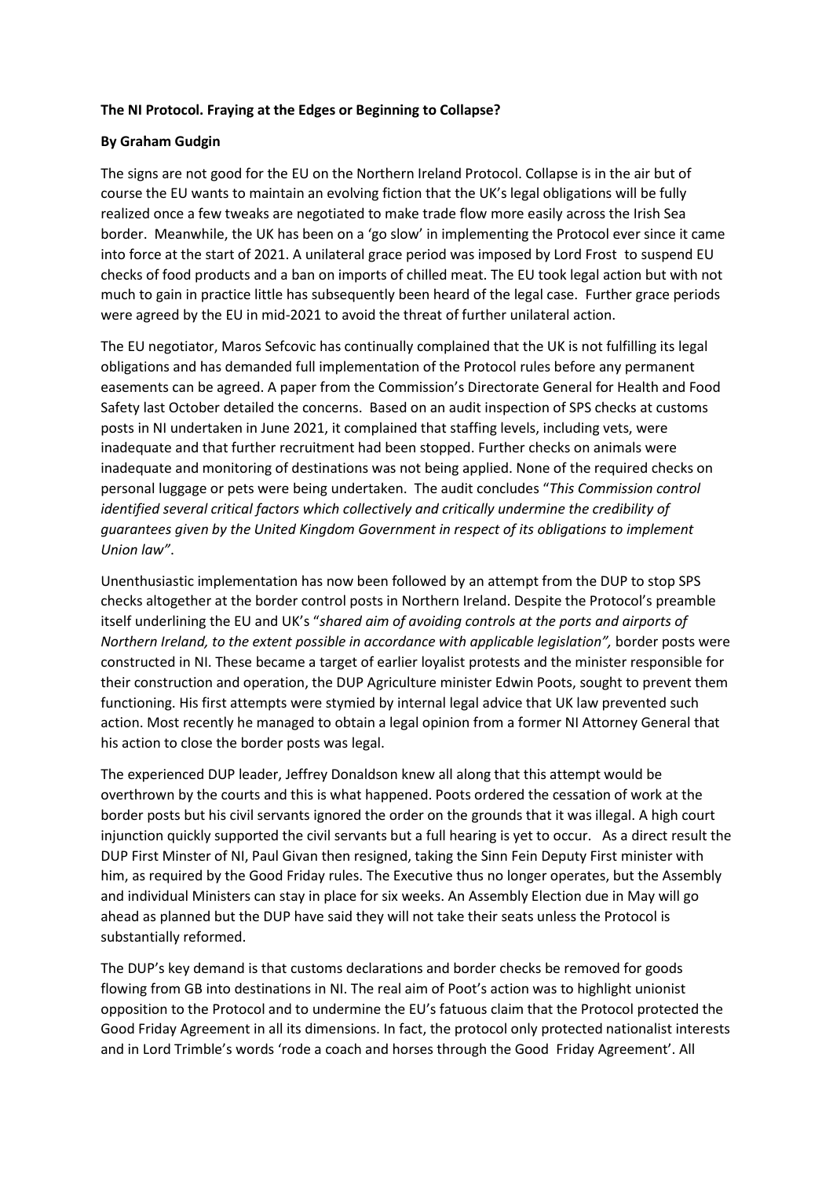**The NI Protocol. Fraying at the Edges or Beginning to Collapse?**

**By Graham Gudgin**

The signs are not good for the EU on the Northern Ireland Protocol. Collapse is in the air but of course the EU wants to maintain an evolving fiction that the UK's legal obligations will be fully realized once a few tweaks are negotiated to make trade flow more easily across the Irish Sea border. Meanwhile, the UK has been on a 'go slow' in implementing the Protocol ever since it came into force at the start of 2021. A unilateral grace period was imposed by Lord Frost to suspend EU checks of food products and a ban on imports of chilled meat. The EU took legal action but with not much to gain in practice little has subsequently been heard of the legal case. Further grace periods were agreed by the EU in mid-2021 to avoid the threat of further unilateral action.

The EU negotiator, Maros Sefcovic has continually complained that the UK is not fulfilling its legal obligations and has demanded full implementation of the Protocol rules before any permanent easements can be agreed. A paper from the Commission's Directorate General for Health and Food Safety last October detailed the concerns. Based on an audit inspection of SPS checks at customs posts in NI undertaken in June 2021, it complained that staffing levels, including vets, were inadequate and that further recruitment had been stopped. Further checks on animals were inadequate and monitoring of destinations was not being applied. None of the required checks on personal luggage or pets were being undertaken. The audit concludes "*This Commission control identified several critical factors which collectively and critically undermine the credibility of guarantees given by the United Kingdom Government in respect of its obligations to implement Union law"*.

Unenthusiastic implementation has now been followed by an attempt from the DUP to stop SPS checks altogether at the border control posts in Northern Ireland. Despite the Protocol's preamble itself underlining the EU and UK's "*shared aim of avoiding controls at the ports and airports of Northern Ireland, to the extent possible in accordance with applicable legislation",* border posts were constructed in NI. These became a target of earlier loyalist protests and the minister responsible for their construction and operation, the DUP Agriculture minister Edwin Poots, sought to prevent them functioning. His first attempts were stymied by internal legal advice that UK law prevented such action. Most recently he managed to obtain a legal opinion from a former NI Attorney General that his action to close the border posts was legal.

The experienced DUP leader, Jeffrey Donaldson knew all along that this attempt would be overthrown by the courts and this is what happened. Poots ordered the cessation of work at the border posts but his civil servants ignored the order on the grounds that it was illegal. A high court injunction quickly supported the civil servants but a full hearing is yet to occur. As a direct result the DUP First Minster of NI, Paul Givan then resigned, taking the Sinn Fein Deputy First minister with him, as required by the Good Friday rules. The Executive thus no longer operates, but the Assembly and individual Ministers can stay in place for six weeks. An Assembly Election due in May will go ahead as planned but the DUP have said they will not take their seats unless the Protocol is substantially reformed.

The DUP's key demand is that customs declarations and border checks be removed for goods flowing from GB into destinations in NI. The real aim of Poot's action was to highlight unionist opposition to the Protocol and to undermine the EU's fatuous claim that the Protocol protected the Good Friday Agreement in all its dimensions. In fact, the protocol only protected nationalist interests and in Lord Trimble's words 'rode a coach and horses through the Good Friday Agreement'. All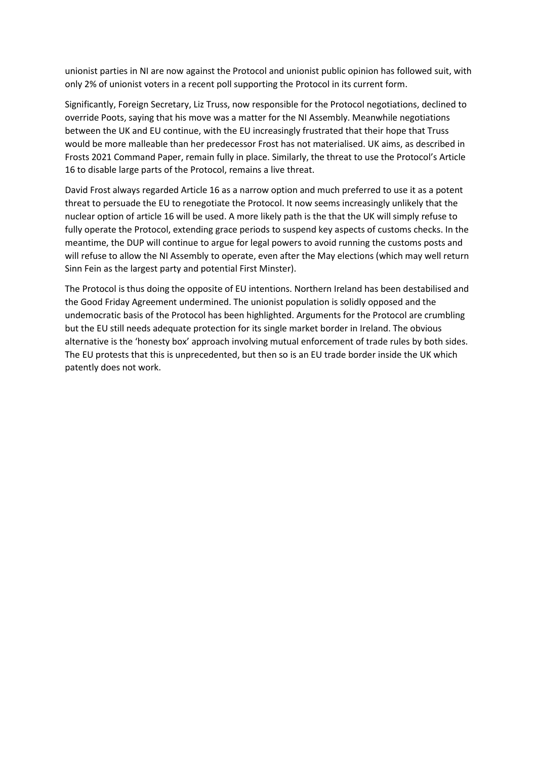unionist parties in NI are now against the Protocol and unionist public opinion has followed suit, with only 2% of unionist voters in a recent poll supporting the Protocol in its current form.

Significantly, Foreign Secretary, Liz Truss, now responsible for the Protocol negotiations, declined to override Poots, saying that his move was a matter for the NI Assembly. Meanwhile negotiations between the UK and EU continue, with the EU increasingly frustrated that their hope that Truss would be more malleable than her predecessor Frost has not materialised. UK aims, as described in Frosts 2021 Command Paper, remain fully in place. Similarly, the threat to use the Protocol's Article 16 to disable large parts of the Protocol, remains a live threat.

David Frost always regarded Article 16 as a narrow option and much preferred to use it as a potent threat to persuade the EU to renegotiate the Protocol. It now seems increasingly unlikely that the nuclear option of article 16 will be used. A more likely path is the that the UK will simply refuse to fully operate the Protocol, extending grace periods to suspend key aspects of customs checks. In the meantime, the DUP will continue to argue for legal powers to avoid running the customs posts and will refuse to allow the NI Assembly to operate, even after the May elections (which may well return Sinn Fein as the largest party and potential First Minster).

The Protocol is thus doing the opposite of EU intentions. Northern Ireland has been destabilised and the Good Friday Agreement undermined. The unionist population is solidly opposed and the undemocratic basis of the Protocol has been highlighted. Arguments for the Protocol are crumbling but the EU still needs adequate protection for its single market border in Ireland. The obvious alternative is the 'honesty box' approach involving mutual enforcement of trade rules by both sides. The EU protests that this is unprecedented, but then so is an EU trade border inside the UK which patently does not work.